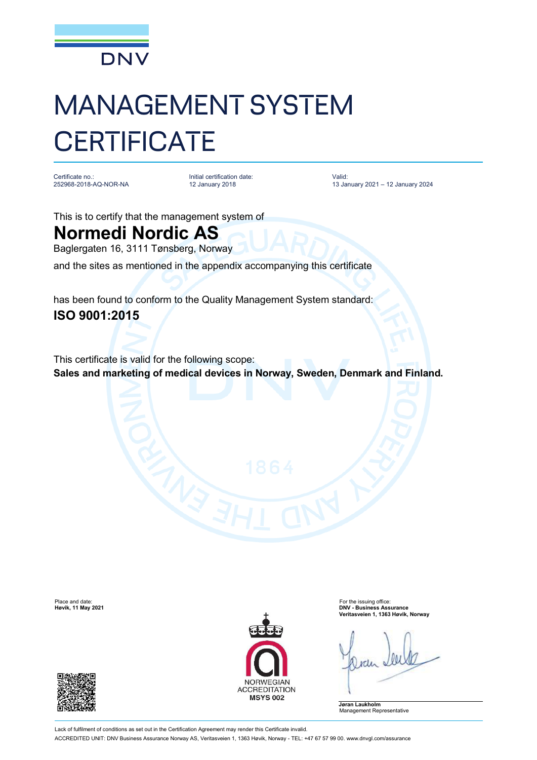DNV

# MANAGEMENT SYSTEM CERTIFICATE

| Certificate no.: | Initial certification date: | Valid: |
| --- | --- | --- |
| 252968-2018-AQ-NOR-NA | 12 January 2018 | 13 January 2021 – 12 January 2024 |

This is to certify that the management system of

## Normedi Nordic AS

Baglergaten 16, 3111 Tønsberg, Norway

and the sites as mentioned in the appendix accompanying this certificate

has been found to conform to the Quality Management System standard:

## ISO 9001:2015

This certificate is valid for the following scope:

**Sales and marketing of medical devices in Norway, Sweden, Denmark and Finland.**

Place and date:
**Høvik, 11 May 2021**

NORWEGIAN ACCREDITATION
**MSYS 002**

For the issuing office:
**DNV - Business Assurance**
**Veritasveien 1, 1363 Høvik, Norway**

**Jøran Laukholm**
Management Representative

Lack of fulfilment of conditions as set out in the Certification Agreement may render this Certificate invalid.

ACCREDITED UNIT: DNV Business Assurance Norway AS, Veritasveien 1, 1363 Høvik, Norway - TEL: +47 67 57 99 00. www.dnvgl.com/assurance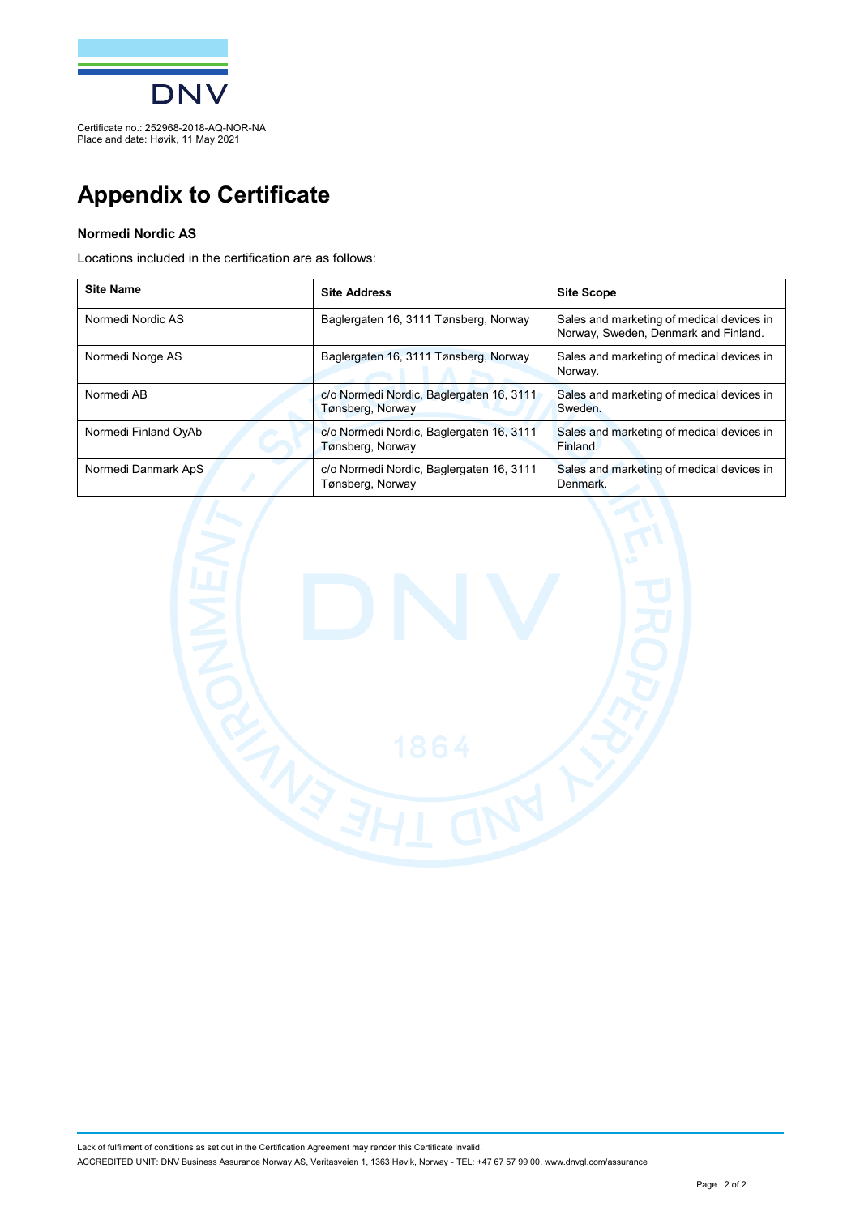Certificate no.: 252968-2018-AQ-NOR-NA
Place and date: Høvik, 11 May 2021

# Appendix to Certificate

**Normedi Nordic AS**

Locations included in the certification are as follows:

| Site Name | Site Address | Site Scope |
|---|---|---|
| Normedi Nordic AS | Baglergaten 16, 3111 Tønsberg, Norway | Sales and marketing of medical devices in Norway, Sweden, Denmark and Finland. |
| Normedi Norge AS | Baglergaten 16, 3111 Tønsberg, Norway | Sales and marketing of medical devices in Norway. |
| Normedi AB | c/o Normedi Nordic, Baglergaten 16, 3111 Tønsberg, Norway | Sales and marketing of medical devices in Sweden. |
| Normedi Finland OyAb | c/o Normedi Nordic, Baglergaten 16, 3111 Tønsberg, Norway | Sales and marketing of medical devices in Finland. |
| Normedi Danmark ApS | c/o Normedi Nordic, Baglergaten 16, 3111 Tønsberg, Norway | Sales and marketing of medical devices in Denmark. |

Lack of fulfilment of conditions as set out in the Certification Agreement may render this Certificate invalid.

ACCREDITED UNIT: DNV Business Assurance Norway AS, Veritasveien 1, 1363 Høvik, Norway - TEL: +47 67 57 99 00. www.dnvgl.com/assurance